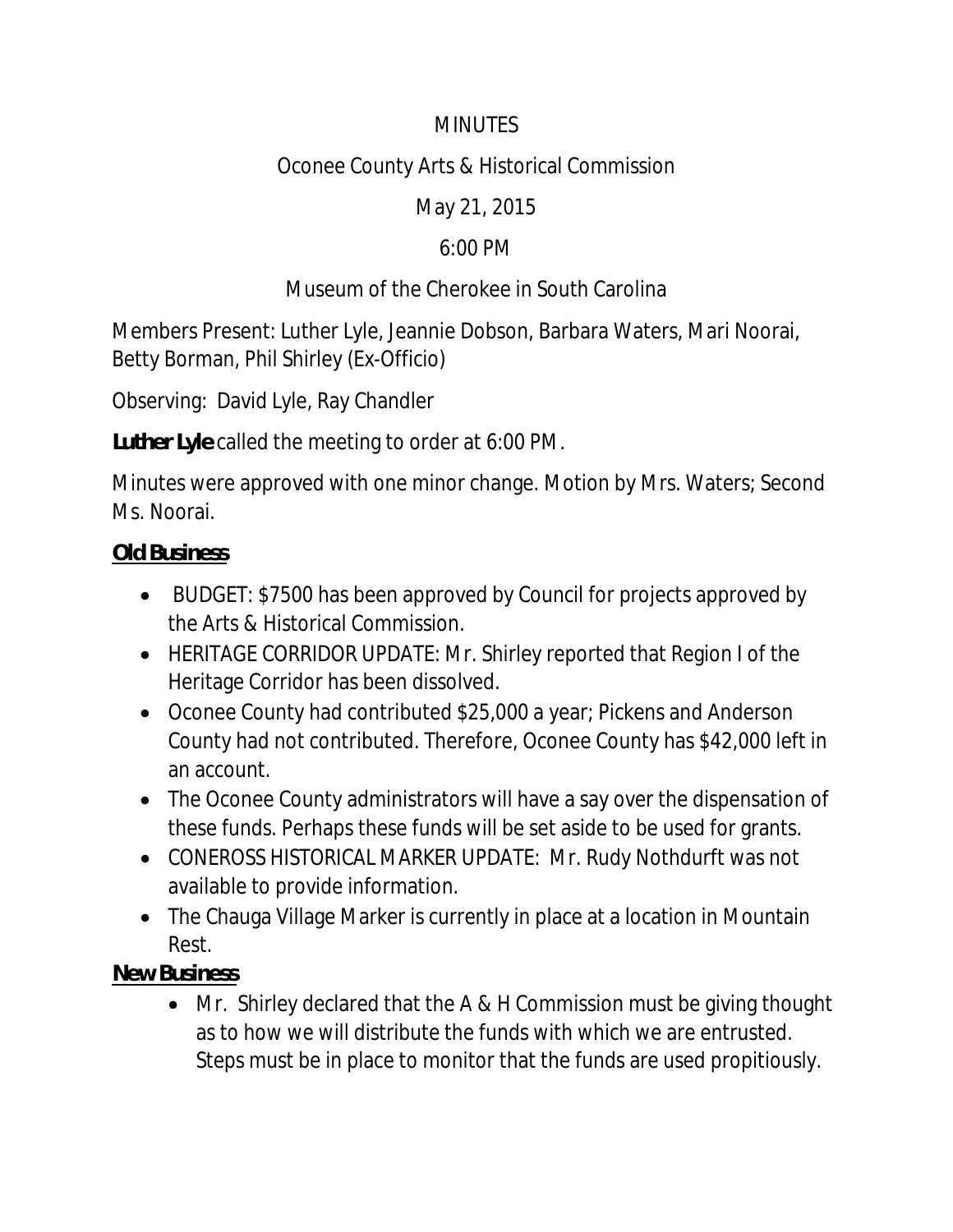MINUTES

Oconee County Arts & Historical Commission

May 21, 2015

6:00 PM

Museum of the Cherokee in South Carolina

Members Present: Luther Lyle, Jeannie Dobson, Barbara Waters, Mari Noorai, Betty Borman, Phil Shirley (Ex-Officio)

Observing: David Lyle, Ray Chandler

**Luther Lyle** called the meeting to order at 6:00 PM.

Minutes were approved with one minor change. Motion by Mrs. Waters; Second Ms. Noorai.

**Old Business**

- BUDGET: $7500 has been approved by Council for projects approved by the Arts & Historical Commission.
- HERITAGE CORRIDOR UPDATE: Mr. Shirley reported that Region I of the Heritage Corridor has been dissolved.
- Oconee County had contributed $25,000 a year; Pickens and Anderson County had not contributed. Therefore, Oconee County has $42,000 left in an account.
- The Oconee County administrators will have a say over the dispensation of these funds. Perhaps these funds will be set aside to be used for grants.
- CONEROSS HISTORICAL MARKER UPDATE: Mr. Rudy Nothdurft was not available to provide information.
- The Chauga Village Marker is currently in place at a location in Mountain Rest.

**New Business**

- Mr. Shirley declared that the A & H Commission must be giving thought as to how we will distribute the funds with which we are entrusted. Steps must be in place to monitor that the funds are used propitiously.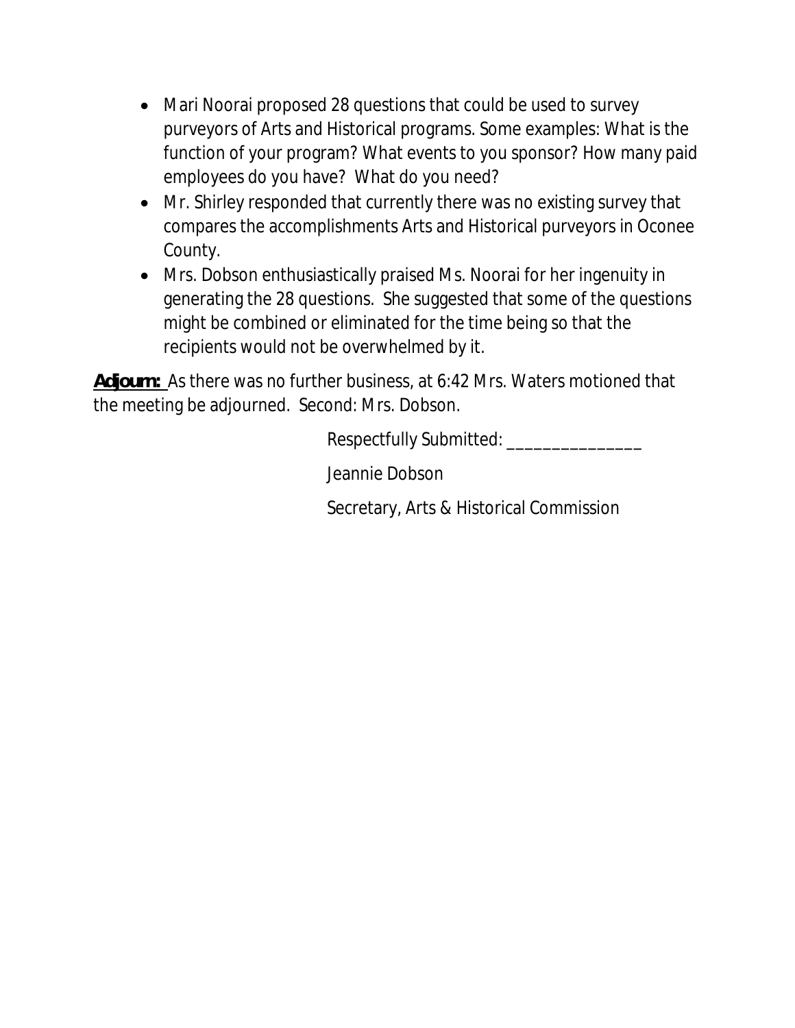- Mari Noorai proposed 28 questions that could be used to survey purveyors of Arts and Historical programs. Some examples: What is the function of your program? What events to you sponsor? How many paid employees do you have? What do you need?
- Mr. Shirley responded that currently there was no existing survey that compares the accomplishments Arts and Historical purveyors in Oconee County.
- Mrs. Dobson enthusiastically praised Ms. Noorai for her ingenuity in generating the 28 questions. She suggested that some of the questions might be combined or eliminated for the time being so that the recipients would not be overwhelmed by it.

**Adjourn:** As there was no further business, at 6:42 Mrs. Waters motioned that the meeting be adjourned. Second: Mrs. Dobson.

Respectfully Submitted: _______________

Jeannie Dobson

Secretary, Arts & Historical Commission